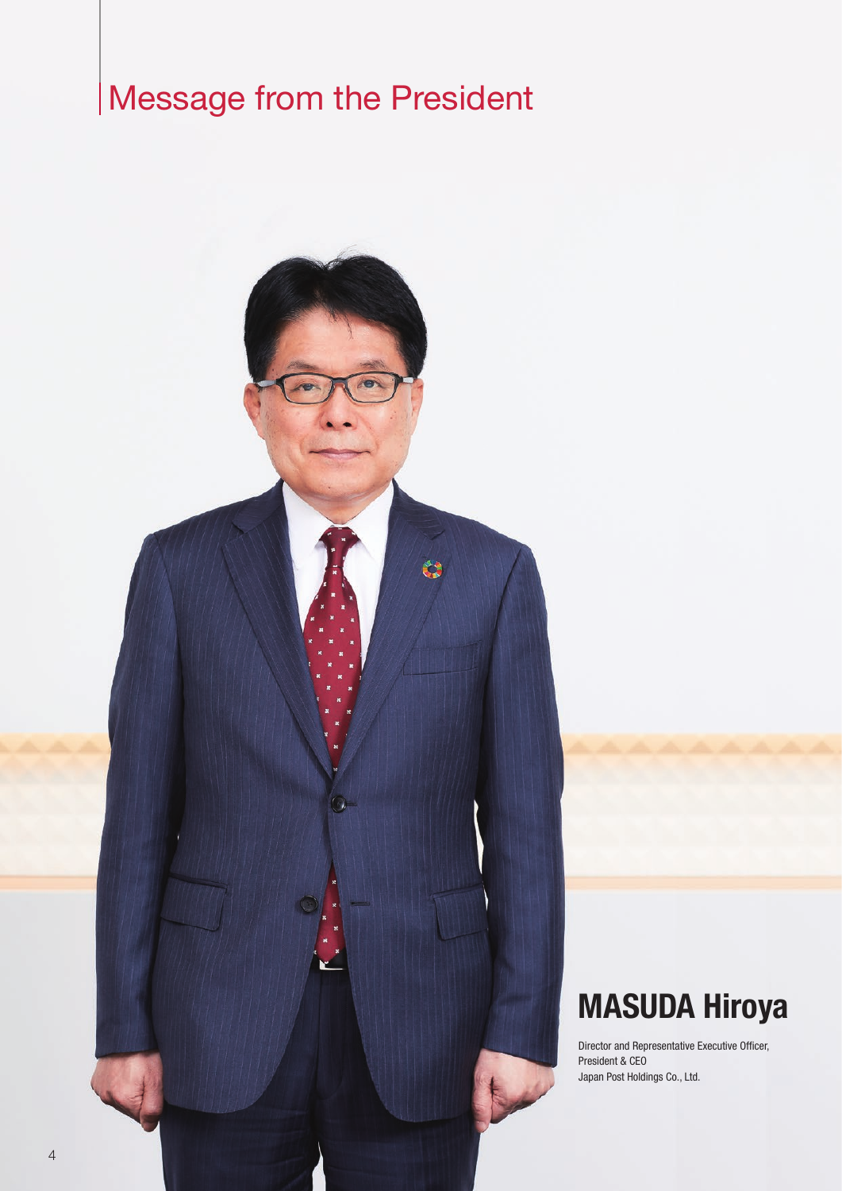# Message from the President

## MASUDA Hiroya

Director and Representative Executive Officer,
President & CEO
Japan Post Holdings Co., Ltd.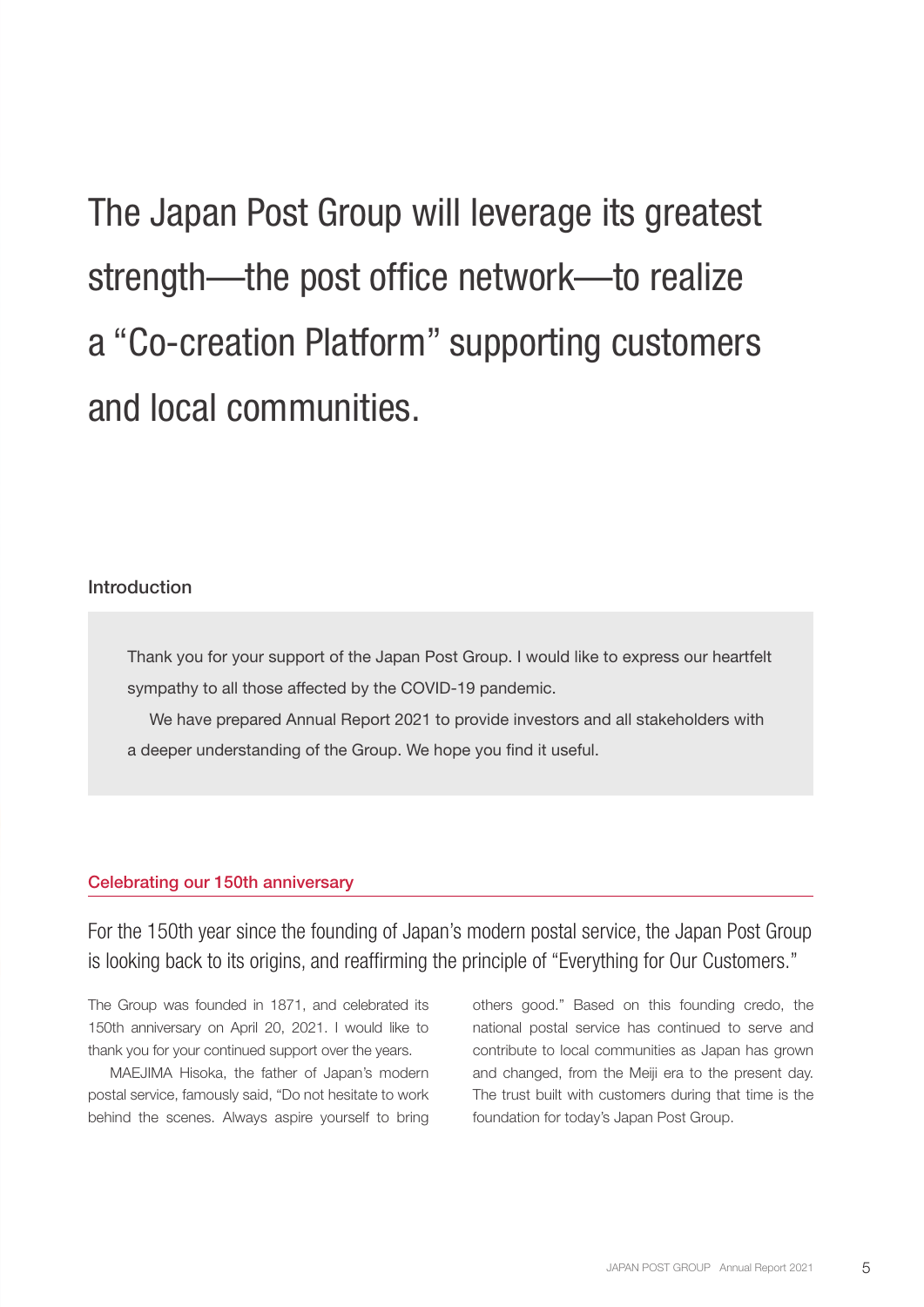# The Japan Post Group will leverage its greatest strength—the post office network—to realize a “Co-creation Platform” supporting customers and local communities.

## Introduction

Thank you for your support of the Japan Post Group. I would like to express our heartfelt sympathy to all those affected by the COVID-19 pandemic.

We have prepared Annual Report 2021 to provide investors and all stakeholders with a deeper understanding of the Group. We hope you find it useful.

## Celebrating our 150th anniversary

For the 150th year since the founding of Japan’s modern postal service, the Japan Post Group is looking back to its origins, and reaffirming the principle of “Everything for Our Customers.”

The Group was founded in 1871, and celebrated its 150th anniversary on April 20, 2021. I would like to thank you for your continued support over the years.

MAEJIMA Hisoka, the father of Japan’s modern postal service, famously said, “Do not hesitate to work behind the scenes. Always aspire yourself to bring others good.” Based on this founding credo, the national postal service has continued to serve and contribute to local communities as Japan has grown and changed, from the Meiji era to the present day. The trust built with customers during that time is the foundation for today’s Japan Post Group.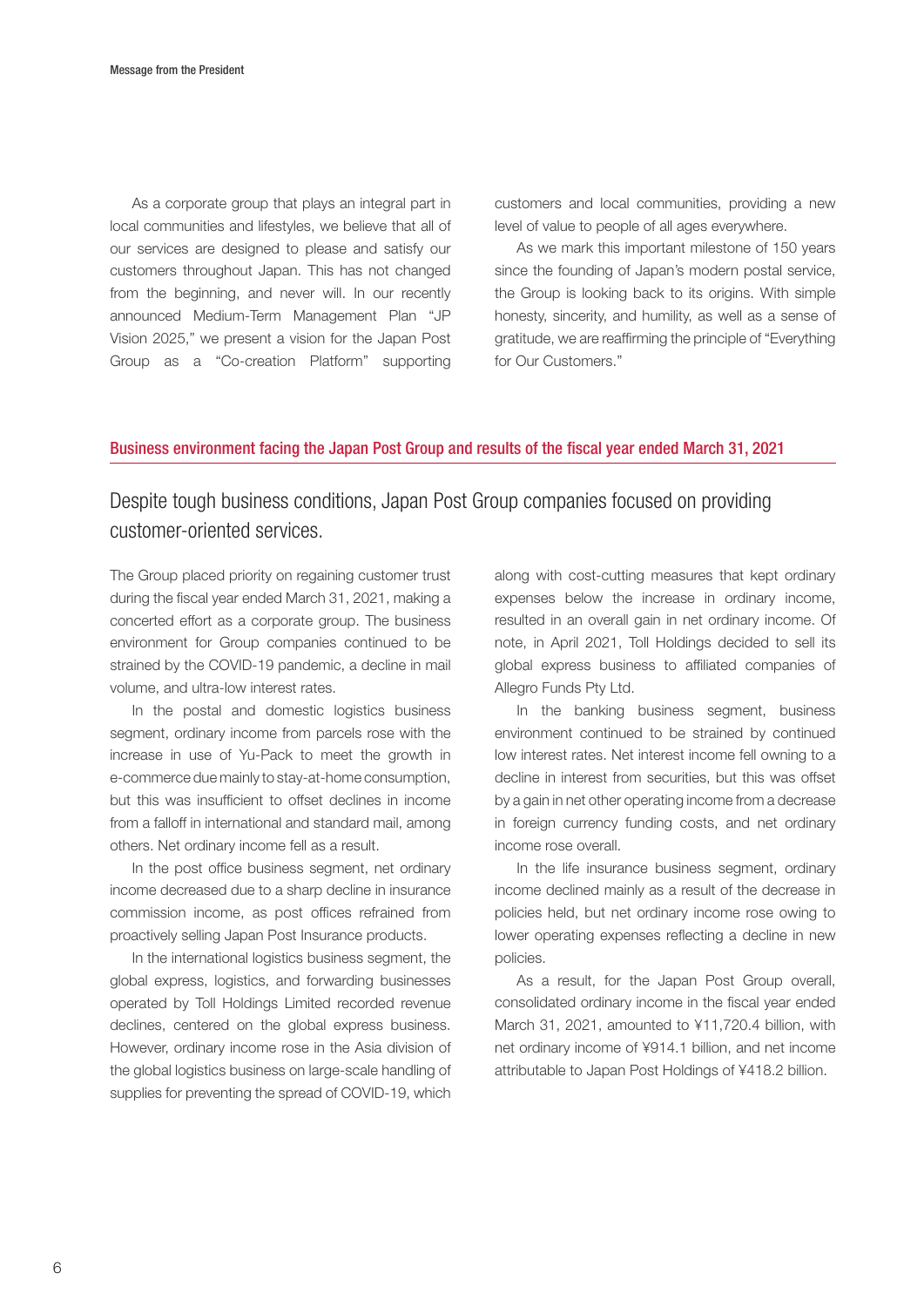As a corporate group that plays an integral part in local communities and lifestyles, we believe that all of our services are designed to please and satisfy our customers throughout Japan. This has not changed from the beginning, and never will. In our recently announced Medium-Term Management Plan "JP Vision 2025," we present a vision for the Japan Post Group as a "Co-creation Platform" supporting customers and local communities, providing a new level of value to people of all ages everywhere.

As we mark this important milestone of 150 years since the founding of Japan's modern postal service, the Group is looking back to its origins. With simple honesty, sincerity, and humility, as well as a sense of gratitude, we are reaffirming the principle of "Everything for Our Customers."

## Business environment facing the Japan Post Group and results of the fiscal year ended March 31, 2021

### Despite tough business conditions, Japan Post Group companies focused on providing customer-oriented services.

The Group placed priority on regaining customer trust during the fiscal year ended March 31, 2021, making a concerted effort as a corporate group. The business environment for Group companies continued to be strained by the COVID-19 pandemic, a decline in mail volume, and ultra-low interest rates.

In the postal and domestic logistics business segment, ordinary income from parcels rose with the increase in use of Yu-Pack to meet the growth in e-commerce due mainly to stay-at-home consumption, but this was insufficient to offset declines in income from a falloff in international and standard mail, among others. Net ordinary income fell as a result.

In the post office business segment, net ordinary income decreased due to a sharp decline in insurance commission income, as post offices refrained from proactively selling Japan Post Insurance products.

In the international logistics business segment, the global express, logistics, and forwarding businesses operated by Toll Holdings Limited recorded revenue declines, centered on the global express business. However, ordinary income rose in the Asia division of the global logistics business on large-scale handling of supplies for preventing the spread of COVID-19, which along with cost-cutting measures that kept ordinary expenses below the increase in ordinary income, resulted in an overall gain in net ordinary income. Of note, in April 2021, Toll Holdings decided to sell its global express business to affiliated companies of Allegro Funds Pty Ltd.

In the banking business segment, business environment continued to be strained by continued low interest rates. Net interest income fell owning to a decline in interest from securities, but this was offset by a gain in net other operating income from a decrease in foreign currency funding costs, and net ordinary income rose overall.

In the life insurance business segment, ordinary income declined mainly as a result of the decrease in policies held, but net ordinary income rose owing to lower operating expenses reflecting a decline in new policies.

As a result, for the Japan Post Group overall, consolidated ordinary income in the fiscal year ended March 31, 2021, amounted to ¥11,720.4 billion, with net ordinary income of ¥914.1 billion, and net income attributable to Japan Post Holdings of ¥418.2 billion.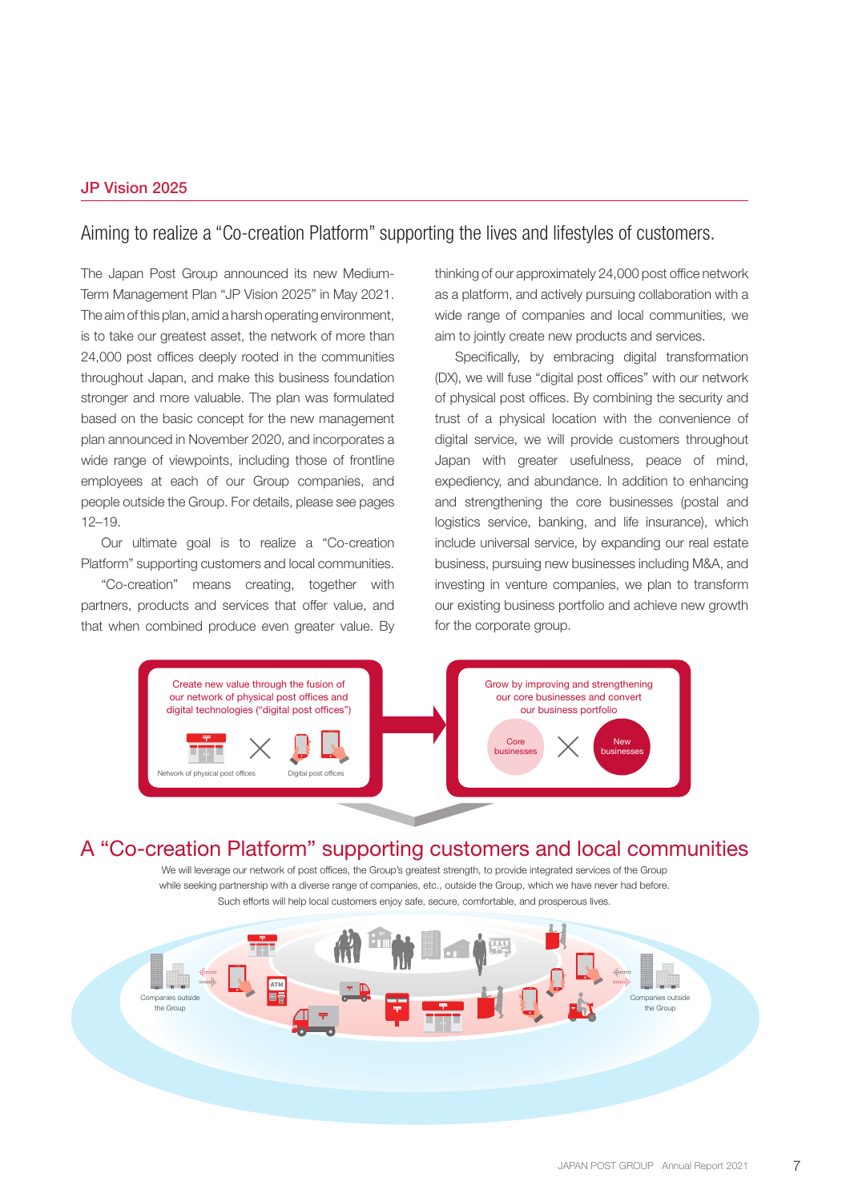## JP Vision 2025

### Aiming to realize a "Co-creation Platform" supporting the lives and lifestyles of customers.

The Japan Post Group announced its new Medium-Term Management Plan "JP Vision 2025" in May 2021. The aim of this plan, amid a harsh operating environment, is to take our greatest asset, the network of more than 24,000 post offices deeply rooted in the communities throughout Japan, and make this business foundation stronger and more valuable. The plan was formulated based on the basic concept for the new management plan announced in November 2020, and incorporates a wide range of viewpoints, including those of frontline employees at each of our Group companies, and people outside the Group. For details, please see pages 12–19.

Our ultimate goal is to realize a "Co-creation Platform" supporting customers and local communities.

"Co-creation" means creating, together with partners, products and services that offer value, and that when combined produce even greater value. By thinking of our approximately 24,000 post office network as a platform, and actively pursuing collaboration with a wide range of companies and local communities, we aim to jointly create new products and services.

Specifically, by embracing digital transformation (DX), we will fuse "digital post offices" with our network of physical post offices. By combining the security and trust of a physical location with the convenience of digital service, we will provide customers throughout Japan with greater usefulness, peace of mind, expediency, and abundance. In addition to enhancing and strengthening the core businesses (postal and logistics service, banking, and life insurance), which include universal service, by expanding our real estate business, pursuing new businesses including M&A, and investing in venture companies, we plan to transform our existing business portfolio and achieve new growth for the corporate group.

Create new value through the fusion of our network of physical post offices and digital technologies ("digital post offices")

Network of physical post offices × Digital post offices

Grow by improving and strengthening our core businesses and convert our business portfolio

Core businesses × New businesses

## A "Co-creation Platform" supporting customers and local communities

We will leverage our network of post offices, the Group's greatest strength, to provide integrated services of the Group while seeking partnership with a diverse range of companies, etc., outside the Group, which we have never had before. Such efforts will help local customers enjoy safe, secure, comfortable, and prosperous lives.

Companies outside the Group

Companies outside the Group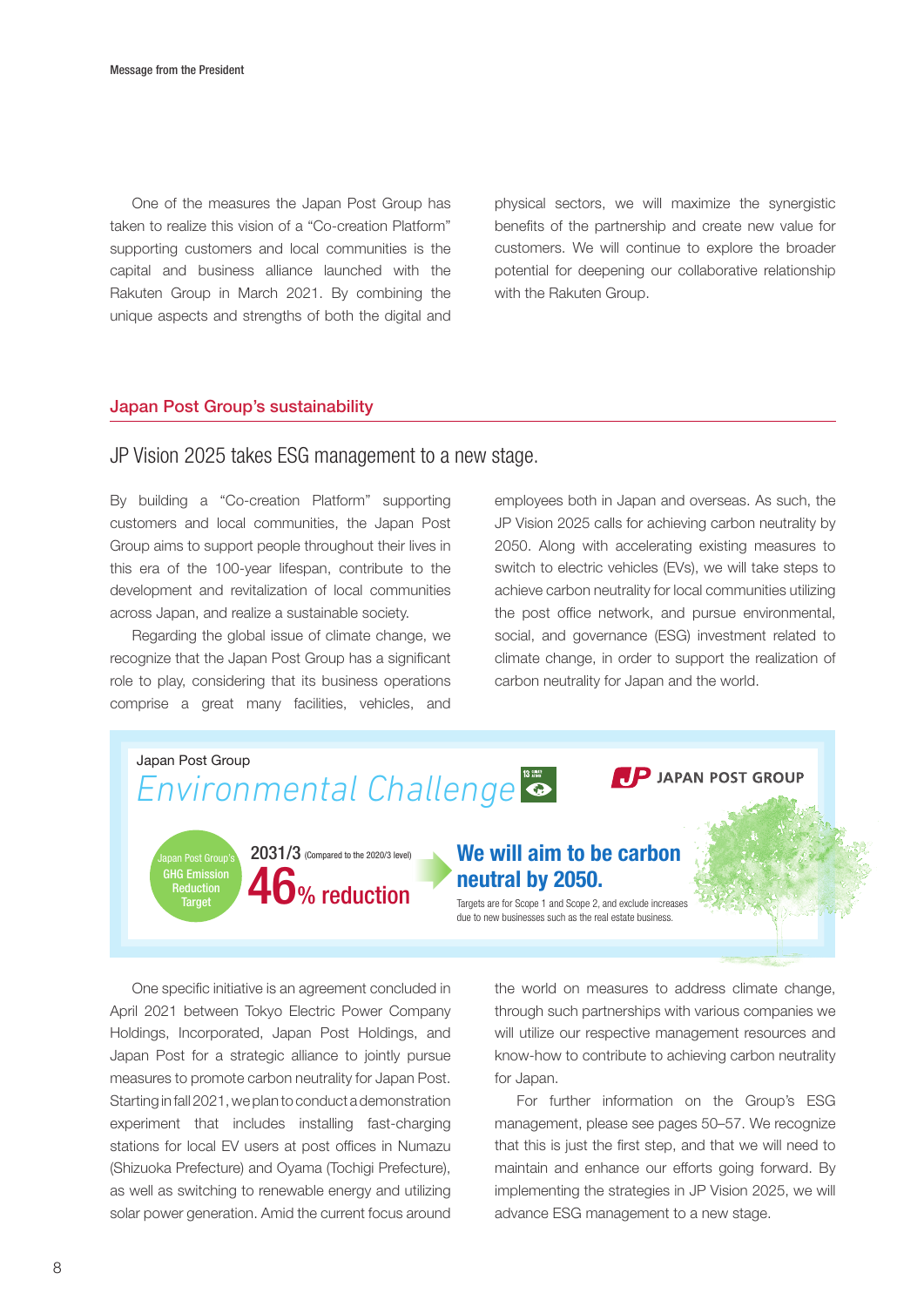One of the measures the Japan Post Group has taken to realize this vision of a "Co-creation Platform" supporting customers and local communities is the capital and business alliance launched with the Rakuten Group in March 2021. By combining the unique aspects and strengths of both the digital and physical sectors, we will maximize the synergistic benefits of the partnership and create new value for customers. We will continue to explore the broader potential for deepening our collaborative relationship with the Rakuten Group.

## Japan Post Group's sustainability

### JP Vision 2025 takes ESG management to a new stage.

By building a "Co-creation Platform" supporting customers and local communities, the Japan Post Group aims to support people throughout their lives in this era of the 100-year lifespan, contribute to the development and revitalization of local communities across Japan, and realize a sustainable society.

Regarding the global issue of climate change, we recognize that the Japan Post Group has a significant role to play, considering that its business operations comprise a great many facilities, vehicles, and employees both in Japan and overseas. As such, the JP Vision 2025 calls for achieving carbon neutrality by 2050. Along with accelerating existing measures to switch to electric vehicles (EVs), we will take steps to achieve carbon neutrality for local communities utilizing the post office network, and pursue environmental, social, and governance (ESG) investment related to climate change, in order to support the realization of carbon neutrality for Japan and the world.

Japan Post Group

*Environmental Challenge*

JAPAN POST GROUP

Japan Post Group's GHG Emission Reduction Target

2031/3 (Compared to the 2020/3 level)

**46% reduction**

**We will aim to be carbon neutral by 2050.**

Targets are for Scope 1 and Scope 2, and exclude increases due to new businesses such as the real estate business.

One specific initiative is an agreement concluded in April 2021 between Tokyo Electric Power Company Holdings, Incorporated, Japan Post Holdings, and Japan Post for a strategic alliance to jointly pursue measures to promote carbon neutrality for Japan Post. Starting in fall 2021, we plan to conduct a demonstration experiment that includes installing fast-charging stations for local EV users at post offices in Numazu (Shizuoka Prefecture) and Oyama (Tochigi Prefecture), as well as switching to renewable energy and utilizing solar power generation. Amid the current focus around the world on measures to address climate change, through such partnerships with various companies we will utilize our respective management resources and know-how to contribute to achieving carbon neutrality for Japan.

For further information on the Group's ESG management, please see pages 50–57. We recognize that this is just the first step, and that we will need to maintain and enhance our efforts going forward. By implementing the strategies in JP Vision 2025, we will advance ESG management to a new stage.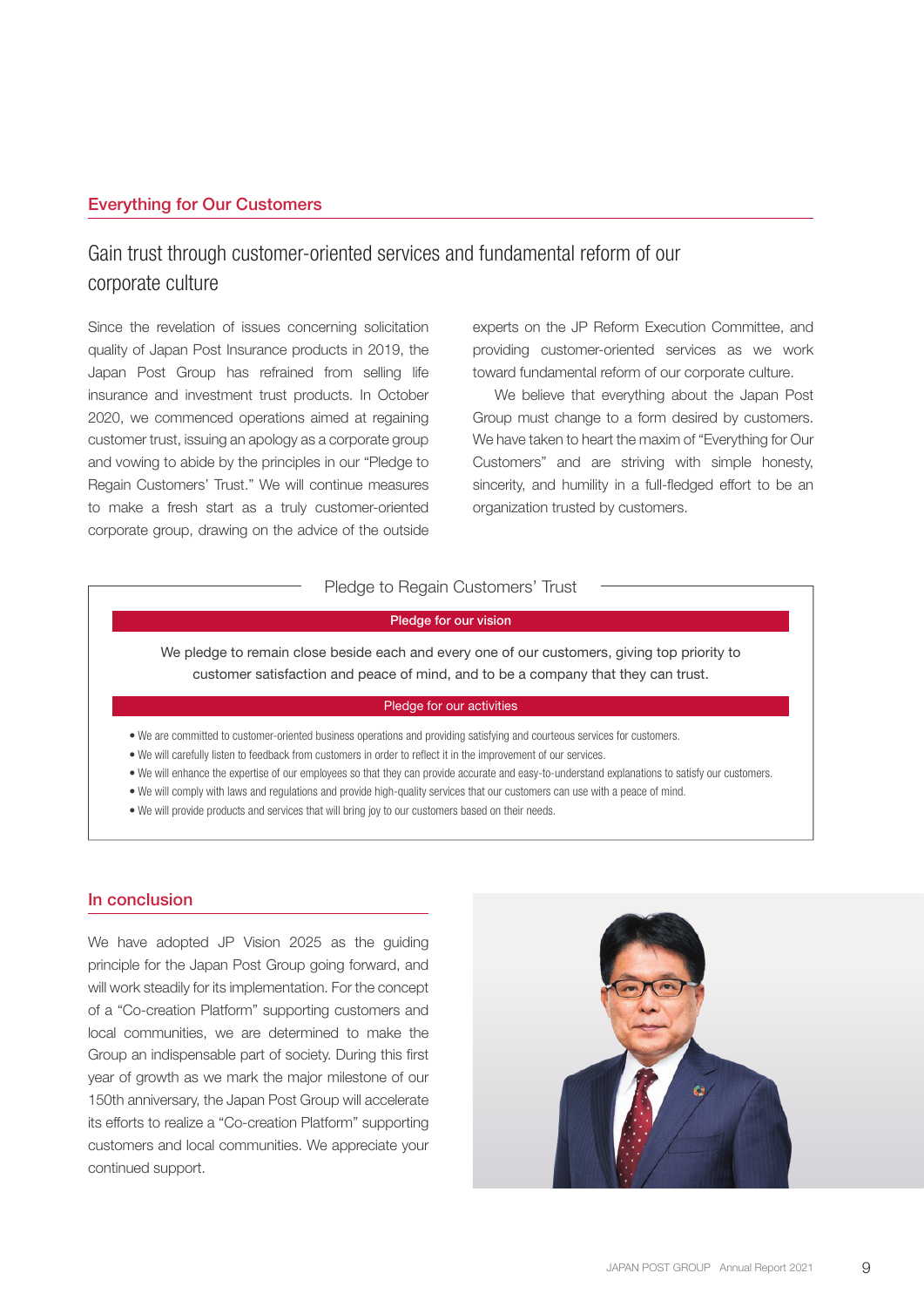## Everything for Our Customers

### Gain trust through customer-oriented services and fundamental reform of our corporate culture

Since the revelation of issues concerning solicitation quality of Japan Post Insurance products in 2019, the Japan Post Group has refrained from selling life insurance and investment trust products. In October 2020, we commenced operations aimed at regaining customer trust, issuing an apology as a corporate group and vowing to abide by the principles in our "Pledge to Regain Customers' Trust." We will continue measures to make a fresh start as a truly customer-oriented corporate group, drawing on the advice of the outside experts on the JP Reform Execution Committee, and providing customer-oriented services as we work toward fundamental reform of our corporate culture.

We believe that everything about the Japan Post Group must change to a form desired by customers. We have taken to heart the maxim of "Everything for Our Customers" and are striving with simple honesty, sincerity, and humility in a full-fledged effort to be an organization trusted by customers.

### Pledge to Regain Customers' Trust

**Pledge for our vision**

We pledge to remain close beside each and every one of our customers, giving top priority to customer satisfaction and peace of mind, and to be a company that they can trust.

**Pledge for our activities**

- We are committed to customer-oriented business operations and providing satisfying and courteous services for customers.
- We will carefully listen to feedback from customers in order to reflect it in the improvement of our services.
- We will enhance the expertise of our employees so that they can provide accurate and easy-to-understand explanations to satisfy our customers.
- We will comply with laws and regulations and provide high-quality services that our customers can use with a peace of mind.
- We will provide products and services that will bring joy to our customers based on their needs.

## In conclusion

We have adopted JP Vision 2025 as the guiding principle for the Japan Post Group going forward, and will work steadily for its implementation. For the concept of a "Co-creation Platform" supporting customers and local communities, we are determined to make the Group an indispensable part of society. During this first year of growth as we mark the major milestone of our 150th anniversary, the Japan Post Group will accelerate its efforts to realize a "Co-creation Platform" supporting customers and local communities. We appreciate your continued support.